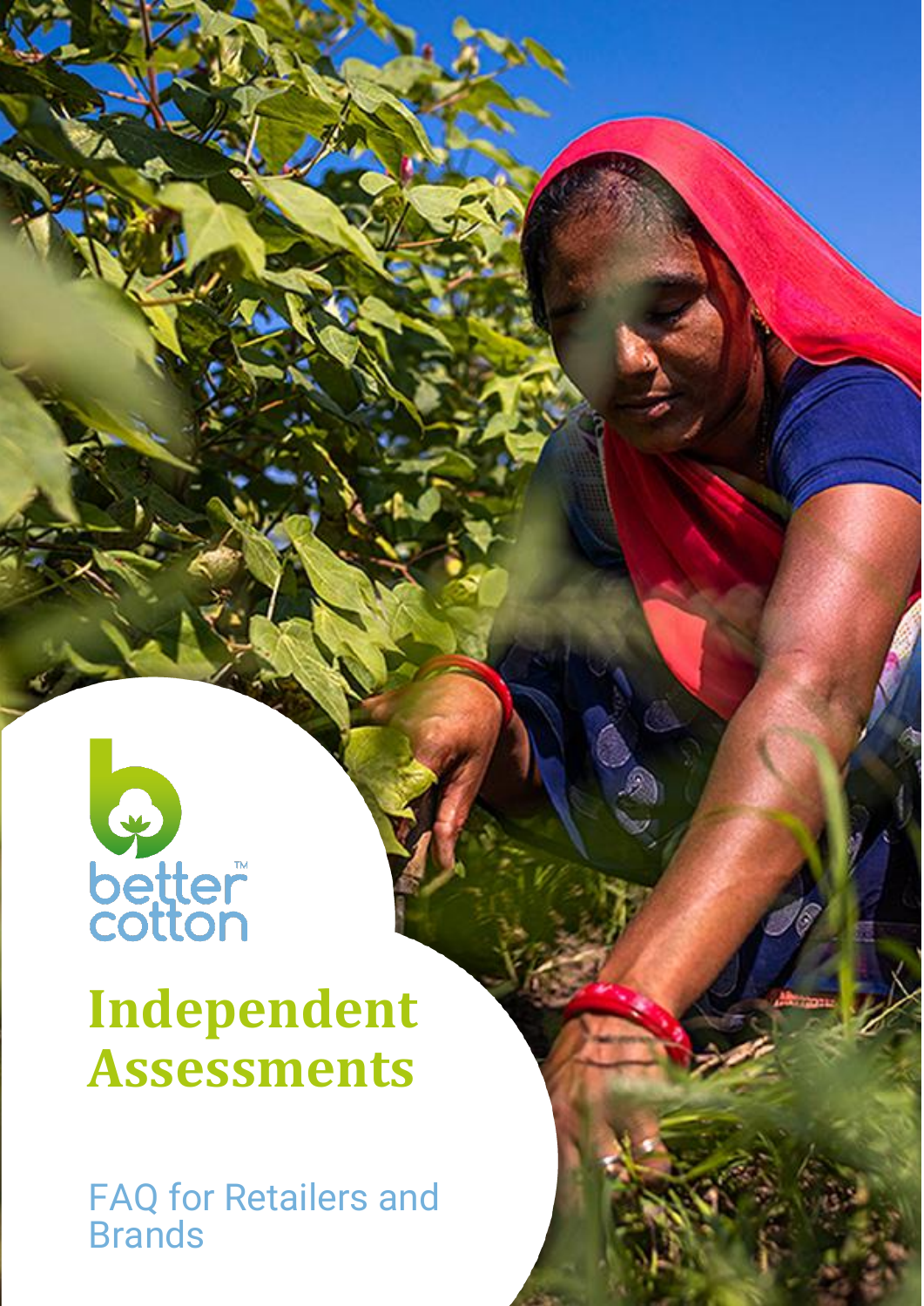better cotton™

# Independent Assessments

FAQ for Retailers and Brands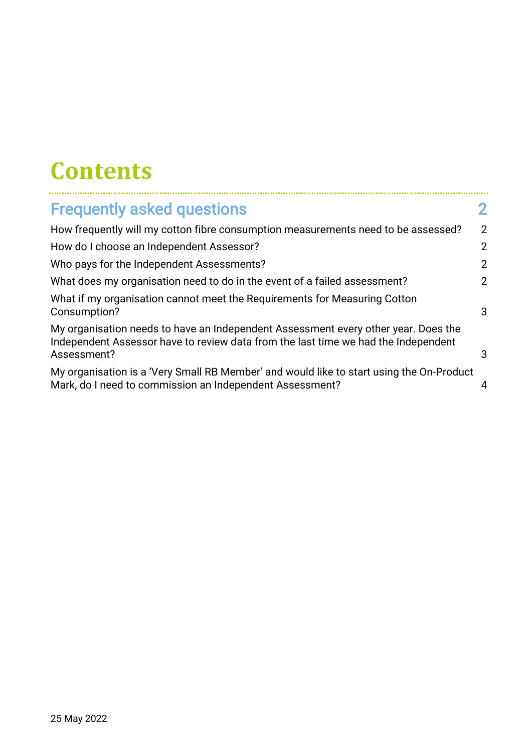# Contents

| | |
|---|---|
| **Frequently asked questions** | **2** |
| How frequently will my cotton fibre consumption measurements need to be assessed? | 2 |
| How do I choose an Independent Assessor? | 2 |
| Who pays for the Independent Assessments? | 2 |
| What does my organisation need to do in the event of a failed assessment? | 2 |
| What if my organisation cannot meet the Requirements for Measuring Cotton Consumption? | 3 |
| My organisation needs to have an Independent Assessment every other year. Does the Independent Assessor have to review data from the last time we had the Independent Assessment? | 3 |
| My organisation is a 'Very Small RB Member' and would like to start using the On-Product Mark, do I need to commission an Independent Assessment? | 4 |

25 May 2022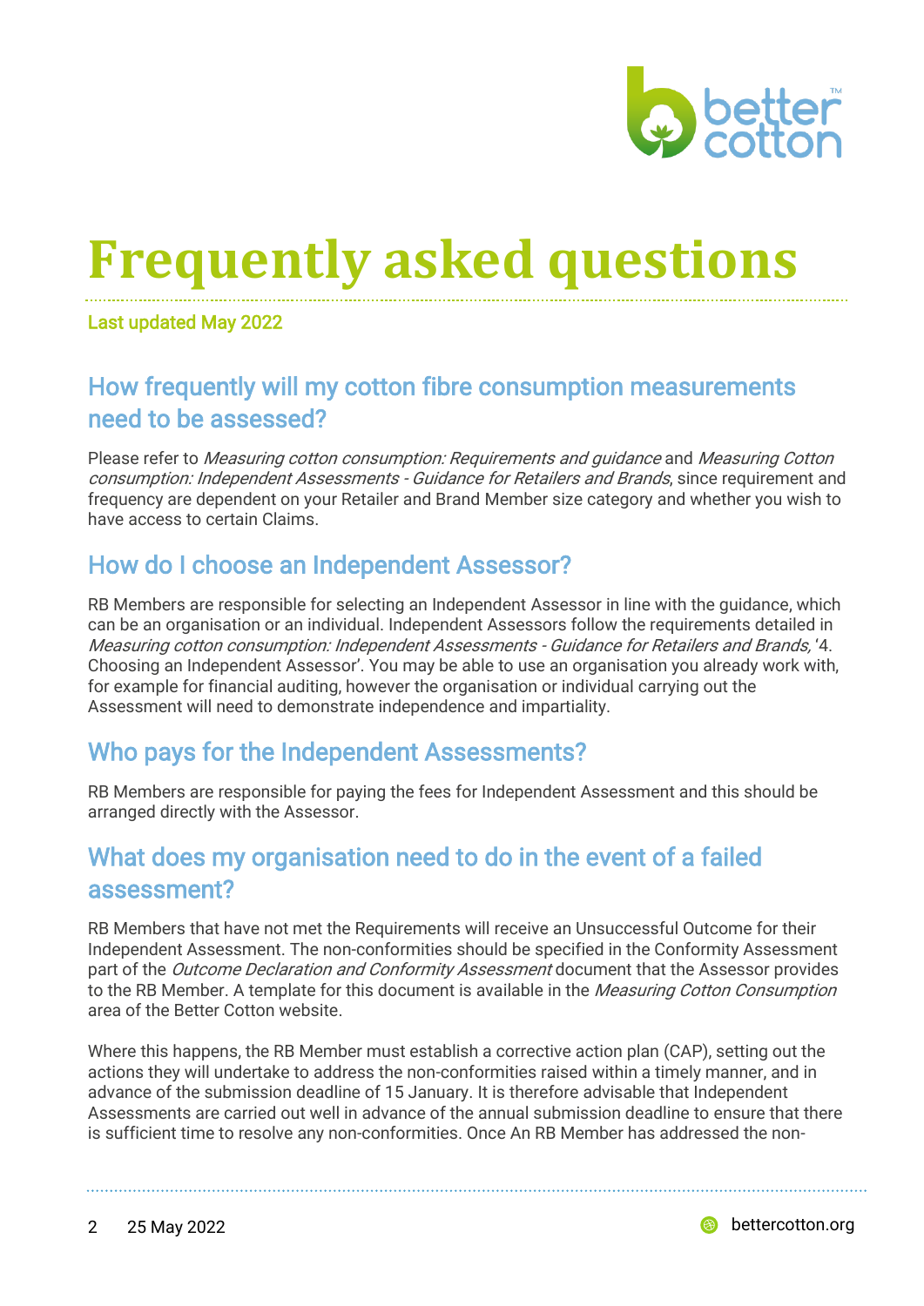# Frequently asked questions

Last updated May 2022

## How frequently will my cotton fibre consumption measurements need to be assessed?

Please refer to *Measuring cotton consumption: Requirements and guidance* and *Measuring Cotton consumption: Independent Assessments - Guidance for Retailers and Brands*, since requirement and frequency are dependent on your Retailer and Brand Member size category and whether you wish to have access to certain Claims.

## How do I choose an Independent Assessor?

RB Members are responsible for selecting an Independent Assessor in line with the guidance, which can be an organisation or an individual. Independent Assessors follow the requirements detailed in *Measuring cotton consumption: Independent Assessments - Guidance for Retailers and Brands,* '4. Choosing an Independent Assessor'. You may be able to use an organisation you already work with, for example for financial auditing, however the organisation or individual carrying out the Assessment will need to demonstrate independence and impartiality.

## Who pays for the Independent Assessments?

RB Members are responsible for paying the fees for Independent Assessment and this should be arranged directly with the Assessor.

## What does my organisation need to do in the event of a failed assessment?

RB Members that have not met the Requirements will receive an Unsuccessful Outcome for their Independent Assessment. The non-conformities should be specified in the Conformity Assessment part of the *Outcome Declaration and Conformity Assessment* document that the Assessor provides to the RB Member. A template for this document is available in the *Measuring Cotton Consumption* area of the Better Cotton website.

Where this happens, the RB Member must establish a corrective action plan (CAP), setting out the actions they will undertake to address the non-conformities raised within a timely manner, and in advance of the submission deadline of 15 January. It is therefore advisable that Independent Assessments are carried out well in advance of the annual submission deadline to ensure that there is sufficient time to resolve any non-conformities. Once An RB Member has addressed the non-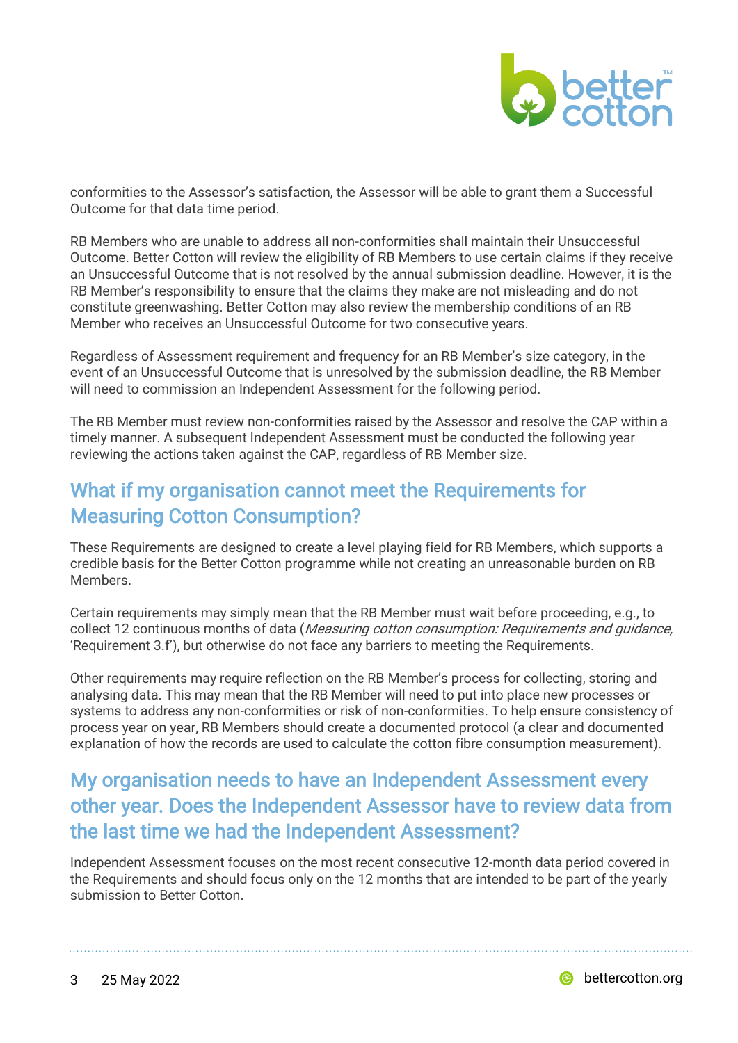conformities to the Assessor's satisfaction, the Assessor will be able to grant them a Successful Outcome for that data time period.

RB Members who are unable to address all non-conformities shall maintain their Unsuccessful Outcome. Better Cotton will review the eligibility of RB Members to use certain claims if they receive an Unsuccessful Outcome that is not resolved by the annual submission deadline. However, it is the RB Member's responsibility to ensure that the claims they make are not misleading and do not constitute greenwashing. Better Cotton may also review the membership conditions of an RB Member who receives an Unsuccessful Outcome for two consecutive years.

Regardless of Assessment requirement and frequency for an RB Member's size category, in the event of an Unsuccessful Outcome that is unresolved by the submission deadline, the RB Member will need to commission an Independent Assessment for the following period.

The RB Member must review non-conformities raised by the Assessor and resolve the CAP within a timely manner. A subsequent Independent Assessment must be conducted the following year reviewing the actions taken against the CAP, regardless of RB Member size.

## What if my organisation cannot meet the Requirements for Measuring Cotton Consumption?

These Requirements are designed to create a level playing field for RB Members, which supports a credible basis for the Better Cotton programme while not creating an unreasonable burden on RB Members.

Certain requirements may simply mean that the RB Member must wait before proceeding, e.g., to collect 12 continuous months of data (*Measuring cotton consumption: Requirements and guidance,* 'Requirement 3.f'), but otherwise do not face any barriers to meeting the Requirements.

Other requirements may require reflection on the RB Member's process for collecting, storing and analysing data. This may mean that the RB Member will need to put into place new processes or systems to address any non-conformities or risk of non-conformities. To help ensure consistency of process year on year, RB Members should create a documented protocol (a clear and documented explanation of how the records are used to calculate the cotton fibre consumption measurement).

## My organisation needs to have an Independent Assessment every other year. Does the Independent Assessor have to review data from the last time we had the Independent Assessment?

Independent Assessment focuses on the most recent consecutive 12-month data period covered in the Requirements and should focus only on the 12 months that are intended to be part of the yearly submission to Better Cotton.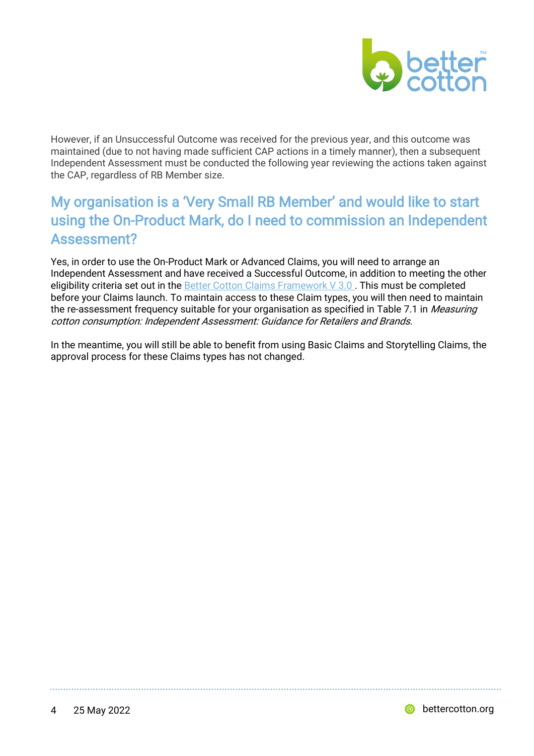However, if an Unsuccessful Outcome was received for the previous year, and this outcome was maintained (due to not having made sufficient CAP actions in a timely manner), then a subsequent Independent Assessment must be conducted the following year reviewing the actions taken against the CAP, regardless of RB Member size.

## My organisation is a 'Very Small RB Member' and would like to start using the On-Product Mark, do I need to commission an Independent Assessment?

Yes, in order to use the On-Product Mark or Advanced Claims, you will need to arrange an Independent Assessment and have received a Successful Outcome, in addition to meeting the other eligibility criteria set out in the Better Cotton Claims Framework V 3.0 . This must be completed before your Claims launch. To maintain access to these Claim types, you will then need to maintain the re-assessment frequency suitable for your organisation as specified in Table 7.1 in *Measuring cotton consumption: Independent Assessment: Guidance for Retailers and Brands*.

In the meantime, you will still be able to benefit from using Basic Claims and Storytelling Claims, the approval process for these Claims types has not changed.